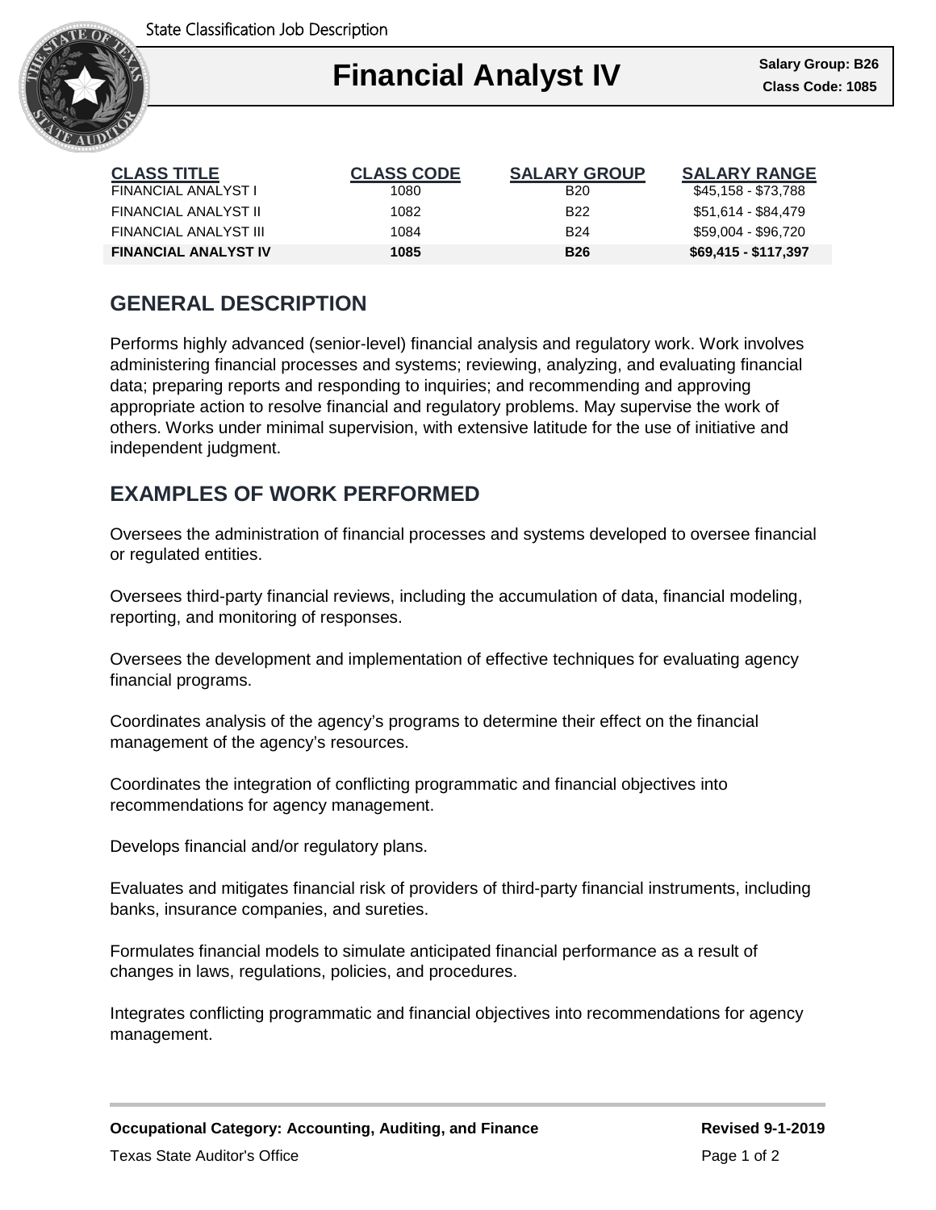# Financial Analyst IV

**Salary Group: B26**
**Class Code: 1085**

| CLASS TITLE | CLASS CODE | SALARY GROUP | SALARY RANGE |
|---|---|---|---|
| FINANCIAL ANALYST I | 1080 | B20 | $45,158 - $73,788 |
| FINANCIAL ANALYST II | 1082 | B22 | $51,614 - $84,479 |
| FINANCIAL ANALYST III | 1084 | B24 | $59,004 - $96,720 |
| **FINANCIAL ANALYST IV** | **1085** | **B26** | **$69,415 - $117,397** |

## GENERAL DESCRIPTION

Performs highly advanced (senior-level) financial analysis and regulatory work. Work involves administering financial processes and systems; reviewing, analyzing, and evaluating financial data; preparing reports and responding to inquiries; and recommending and approving appropriate action to resolve financial and regulatory problems. May supervise the work of others. Works under minimal supervision, with extensive latitude for the use of initiative and independent judgment.

## EXAMPLES OF WORK PERFORMED

Oversees the administration of financial processes and systems developed to oversee financial or regulated entities.

Oversees third-party financial reviews, including the accumulation of data, financial modeling, reporting, and monitoring of responses.

Oversees the development and implementation of effective techniques for evaluating agency financial programs.

Coordinates analysis of the agency's programs to determine their effect on the financial management of the agency's resources.

Coordinates the integration of conflicting programmatic and financial objectives into recommendations for agency management.

Develops financial and/or regulatory plans.

Evaluates and mitigates financial risk of providers of third-party financial instruments, including banks, insurance companies, and sureties.

Formulates financial models to simulate anticipated financial performance as a result of changes in laws, regulations, policies, and procedures.

Integrates conflicting programmatic and financial objectives into recommendations for agency management.

**Occupational Category: Accounting, Auditing, and Finance** **Revised 9-1-2019**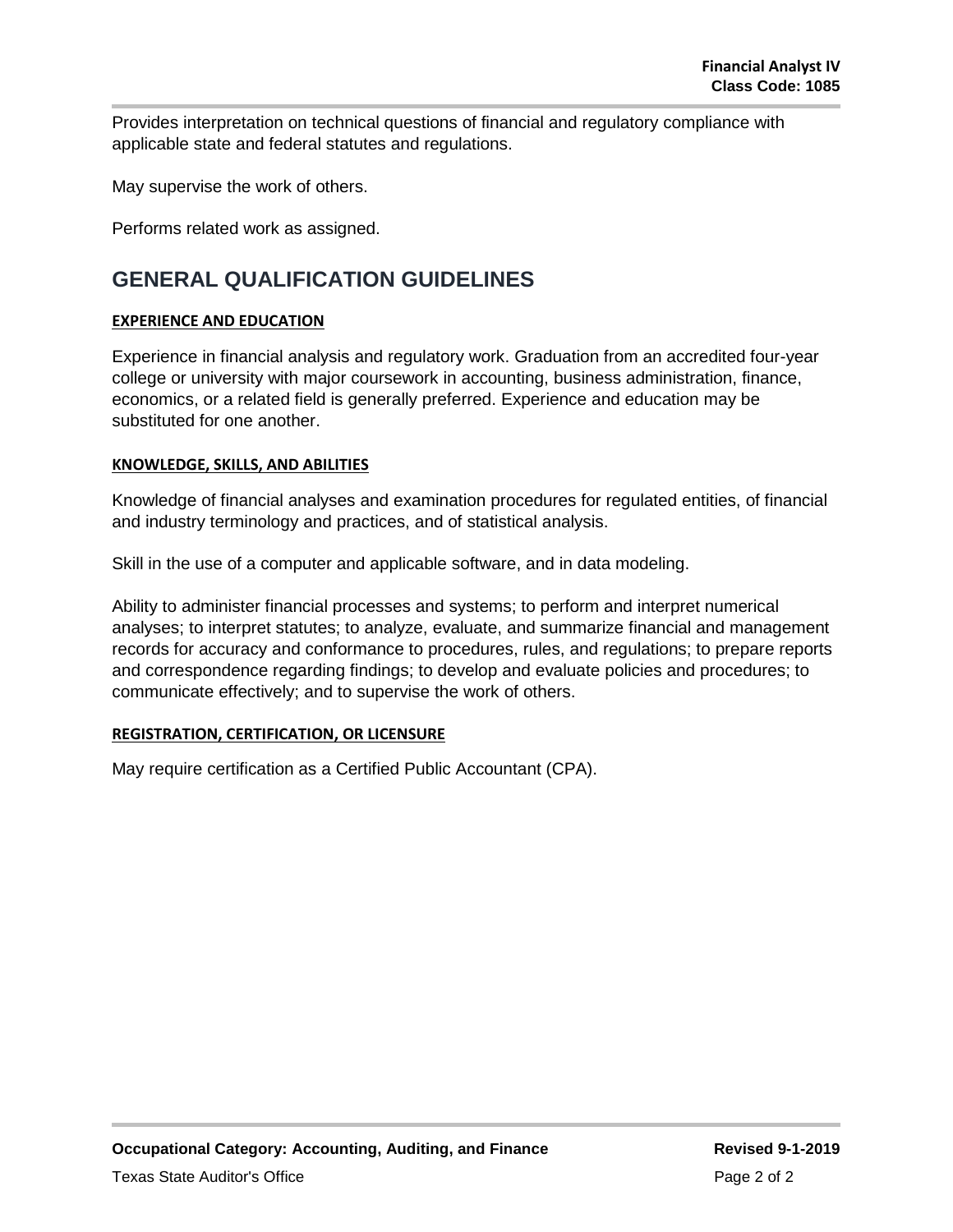Provides interpretation on technical questions of financial and regulatory compliance with applicable state and federal statutes and regulations.

May supervise the work of others.

Performs related work as assigned.

## GENERAL QUALIFICATION GUIDELINES

### EXPERIENCE AND EDUCATION

Experience in financial analysis and regulatory work. Graduation from an accredited four-year college or university with major coursework in accounting, business administration, finance, economics, or a related field is generally preferred. Experience and education may be substituted for one another.

### KNOWLEDGE, SKILLS, AND ABILITIES

Knowledge of financial analyses and examination procedures for regulated entities, of financial and industry terminology and practices, and of statistical analysis.

Skill in the use of a computer and applicable software, and in data modeling.

Ability to administer financial processes and systems; to perform and interpret numerical analyses; to interpret statutes; to analyze, evaluate, and summarize financial and management records for accuracy and conformance to procedures, rules, and regulations; to prepare reports and correspondence regarding findings; to develop and evaluate policies and procedures; to communicate effectively; and to supervise the work of others.

### REGISTRATION, CERTIFICATION, OR LICENSURE

May require certification as a Certified Public Accountant (CPA).